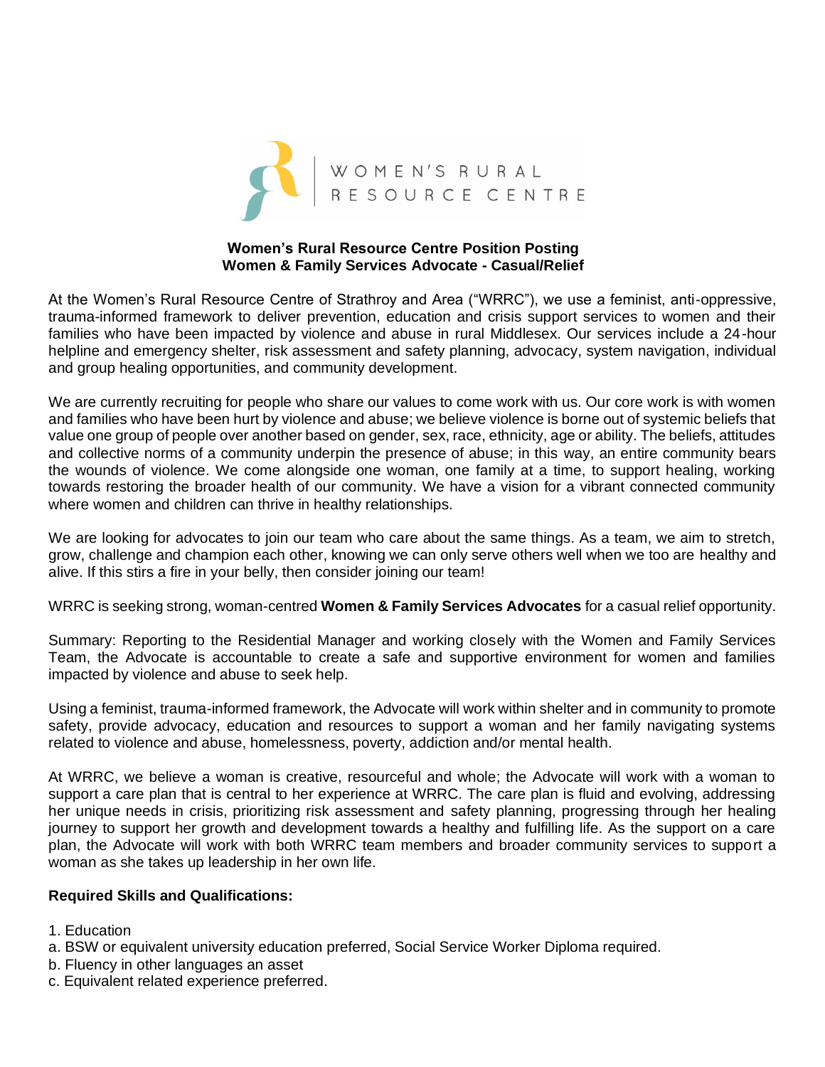WOMEN'S RURAL RESOURCE CENTRE

**Women's Rural Resource Centre Position Posting**
**Women & Family Services Advocate - Casual/Relief**

At the Women's Rural Resource Centre of Strathroy and Area ("WRRC"), we use a feminist, anti-oppressive, trauma-informed framework to deliver prevention, education and crisis support services to women and their families who have been impacted by violence and abuse in rural Middlesex. Our services include a 24-hour helpline and emergency shelter, risk assessment and safety planning, advocacy, system navigation, individual and group healing opportunities, and community development.

We are currently recruiting for people who share our values to come work with us. Our core work is with women and families who have been hurt by violence and abuse; we believe violence is borne out of systemic beliefs that value one group of people over another based on gender, sex, race, ethnicity, age or ability. The beliefs, attitudes and collective norms of a community underpin the presence of abuse; in this way, an entire community bears the wounds of violence. We come alongside one woman, one family at a time, to support healing, working towards restoring the broader health of our community. We have a vision for a vibrant connected community where women and children can thrive in healthy relationships.

We are looking for advocates to join our team who care about the same things. As a team, we aim to stretch, grow, challenge and champion each other, knowing we can only serve others well when we too are healthy and alive. If this stirs a fire in your belly, then consider joining our team!

WRRC is seeking strong, woman-centred **Women & Family Services Advocates** for a casual relief opportunity.

Summary: Reporting to the Residential Manager and working closely with the Women and Family Services Team, the Advocate is accountable to create a safe and supportive environment for women and families impacted by violence and abuse to seek help.

Using a feminist, trauma-informed framework, the Advocate will work within shelter and in community to promote safety, provide advocacy, education and resources to support a woman and her family navigating systems related to violence and abuse, homelessness, poverty, addiction and/or mental health.

At WRRC, we believe a woman is creative, resourceful and whole; the Advocate will work with a woman to support a care plan that is central to her experience at WRRC. The care plan is fluid and evolving, addressing her unique needs in crisis, prioritizing risk assessment and safety planning, progressing through her healing journey to support her growth and development towards a healthy and fulfilling life. As the support on a care plan, the Advocate will work with both WRRC team members and broader community services to support a woman as she takes up leadership in her own life.

**Required Skills and Qualifications:**

1. Education
a. BSW or equivalent university education preferred, Social Service Worker Diploma required.
b. Fluency in other languages an asset
c. Equivalent related experience preferred.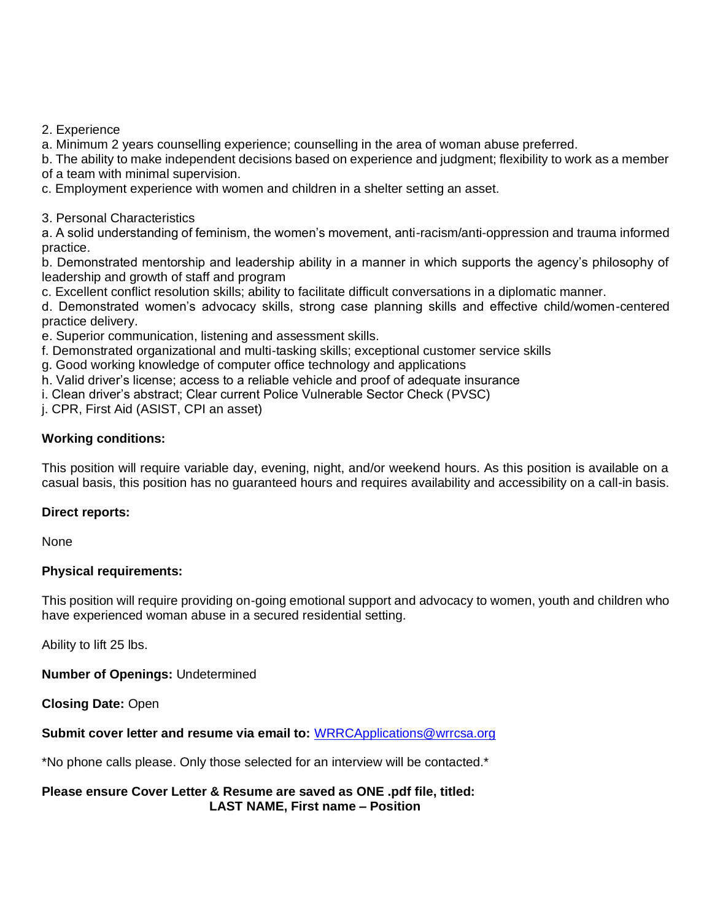2. Experience

a. Minimum 2 years counselling experience; counselling in the area of woman abuse preferred.

b. The ability to make independent decisions based on experience and judgment; flexibility to work as a member of a team with minimal supervision.

c. Employment experience with women and children in a shelter setting an asset.

3. Personal Characteristics

a. A solid understanding of feminism, the women's movement, anti-racism/anti-oppression and trauma informed practice.

b. Demonstrated mentorship and leadership ability in a manner in which supports the agency's philosophy of leadership and growth of staff and program

c. Excellent conflict resolution skills; ability to facilitate difficult conversations in a diplomatic manner.

d. Demonstrated women's advocacy skills, strong case planning skills and effective child/women-centered practice delivery.

e. Superior communication, listening and assessment skills.

f. Demonstrated organizational and multi-tasking skills; exceptional customer service skills

g. Good working knowledge of computer office technology and applications

h. Valid driver's license; access to a reliable vehicle and proof of adequate insurance

i. Clean driver's abstract; Clear current Police Vulnerable Sector Check (PVSC)

j. CPR, First Aid (ASIST, CPI an asset)

**Working conditions:**

This position will require variable day, evening, night, and/or weekend hours. As this position is available on a casual basis, this position has no guaranteed hours and requires availability and accessibility on a call-in basis.

**Direct reports:**

None

**Physical requirements:**

This position will require providing on-going emotional support and advocacy to women, youth and children who have experienced woman abuse in a secured residential setting.

Ability to lift 25 lbs.

**Number of Openings:** Undetermined

**Closing Date:** Open

**Submit cover letter and resume via email to:** WRRCApplications@wrrcsa.org

*No phone calls please. Only those selected for an interview will be contacted.*

**Please ensure Cover Letter & Resume are saved as ONE .pdf file, titled:**
**LAST NAME, First name – Position**